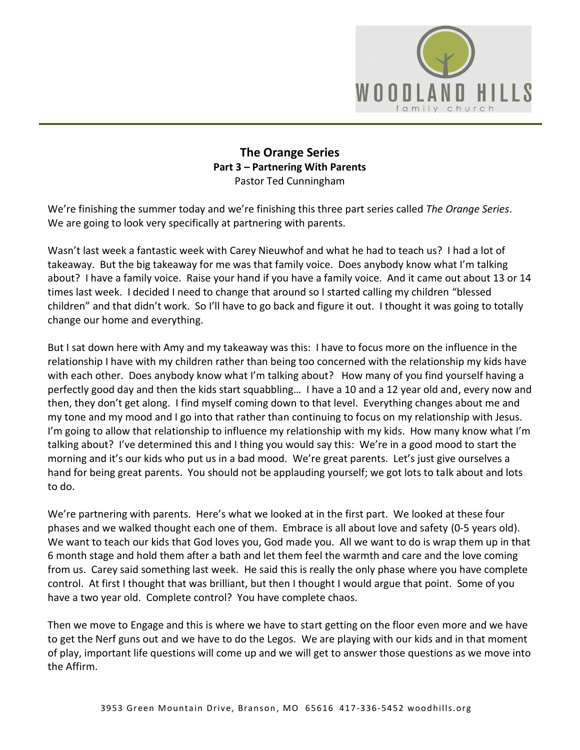## The Orange Series
### Part 3 – Partnering With Parents
Pastor Ted Cunningham

We're finishing the summer today and we're finishing this three part series called *The Orange Series*. We are going to look very specifically at partnering with parents.

Wasn't last week a fantastic week with Carey Nieuwhof and what he had to teach us? I had a lot of takeaway. But the big takeaway for me was that family voice. Does anybody know what I'm talking about? I have a family voice. Raise your hand if you have a family voice. And it came out about 13 or 14 times last week. I decided I need to change that around so I started calling my children "blessed children" and that didn't work. So I'll have to go back and figure it out. I thought it was going to totally change our home and everything.

But I sat down here with Amy and my takeaway was this: I have to focus more on the influence in the relationship I have with my children rather than being too concerned with the relationship my kids have with each other. Does anybody know what I'm talking about? How many of you find yourself having a perfectly good day and then the kids start squabbling… I have a 10 and a 12 year old and, every now and then, they don't get along. I find myself coming down to that level. Everything changes about me and my tone and my mood and I go into that rather than continuing to focus on my relationship with Jesus. I'm going to allow that relationship to influence my relationship with my kids. How many know what I'm talking about? I've determined this and I thing you would say this: We're in a good mood to start the morning and it's our kids who put us in a bad mood. We're great parents. Let's just give ourselves a hand for being great parents. You should not be applauding yourself; we got lots to talk about and lots to do.

We're partnering with parents. Here's what we looked at in the first part. We looked at these four phases and we walked thought each one of them. Embrace is all about love and safety (0-5 years old). We want to teach our kids that God loves you, God made you. All we want to do is wrap them up in that 6 month stage and hold them after a bath and let them feel the warmth and care and the love coming from us. Carey said something last week. He said this is really the only phase where you have complete control. At first I thought that was brilliant, but then I thought I would argue that point. Some of you have a two year old. Complete control? You have complete chaos.

Then we move to Engage and this is where we have to start getting on the floor even more and we have to get the Nerf guns out and we have to do the Legos. We are playing with our kids and in that moment of play, important life questions will come up and we will get to answer those questions as we move into the Affirm.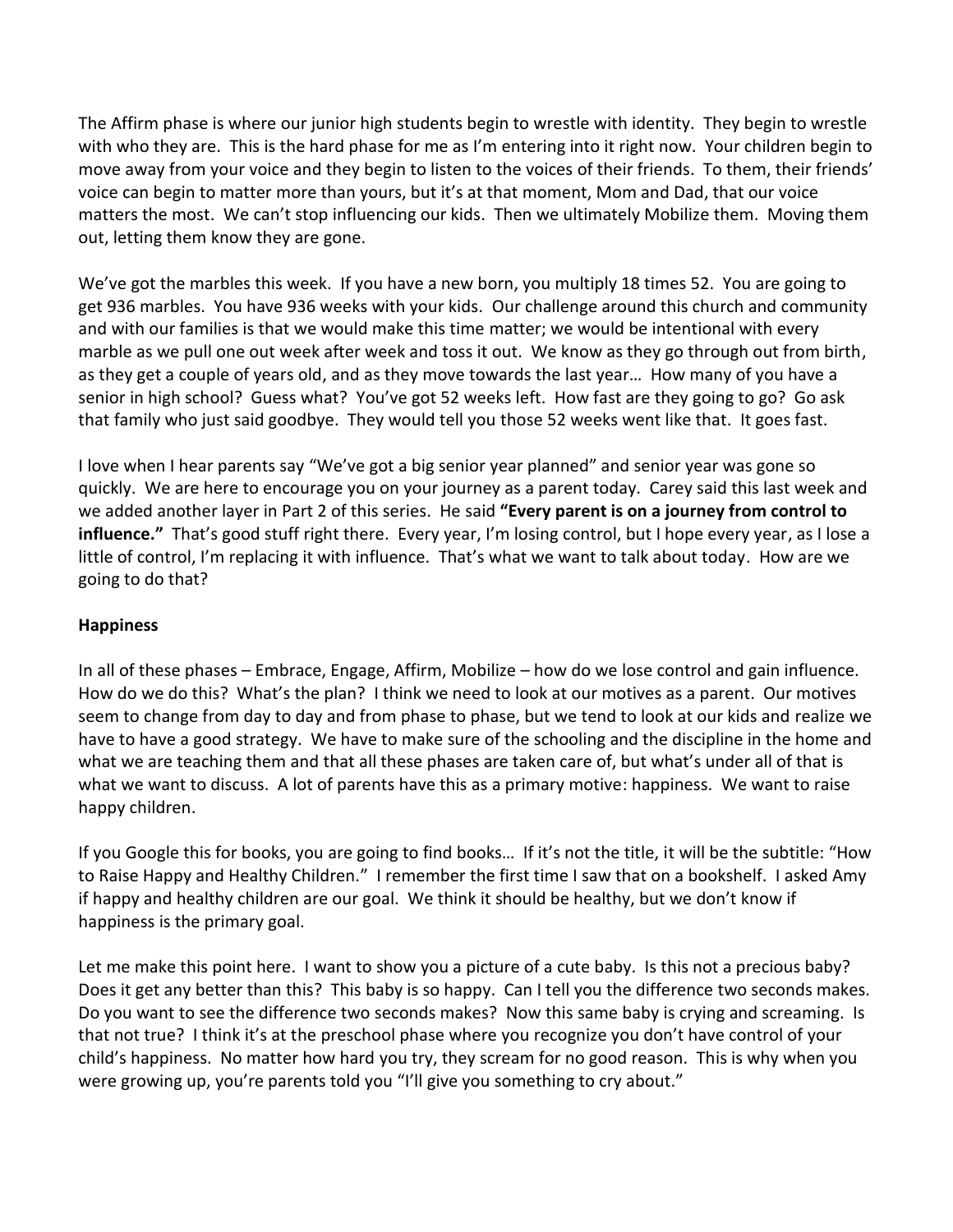The Affirm phase is where our junior high students begin to wrestle with identity. They begin to wrestle with who they are. This is the hard phase for me as I'm entering into it right now. Your children begin to move away from your voice and they begin to listen to the voices of their friends. To them, their friends' voice can begin to matter more than yours, but it's at that moment, Mom and Dad, that our voice matters the most. We can't stop influencing our kids. Then we ultimately Mobilize them. Moving them out, letting them know they are gone.

We've got the marbles this week. If you have a new born, you multiply 18 times 52. You are going to get 936 marbles. You have 936 weeks with your kids. Our challenge around this church and community and with our families is that we would make this time matter; we would be intentional with every marble as we pull one out week after week and toss it out. We know as they go through out from birth, as they get a couple of years old, and as they move towards the last year… How many of you have a senior in high school? Guess what? You've got 52 weeks left. How fast are they going to go? Go ask that family who just said goodbye. They would tell you those 52 weeks went like that. It goes fast.

I love when I hear parents say "We've got a big senior year planned" and senior year was gone so quickly. We are here to encourage you on your journey as a parent today. Carey said this last week and we added another layer in Part 2 of this series. He said **"Every parent is on a journey from control to influence."** That's good stuff right there. Every year, I'm losing control, but I hope every year, as I lose a little of control, I'm replacing it with influence. That's what we want to talk about today. How are we going to do that?

**Happiness**

In all of these phases – Embrace, Engage, Affirm, Mobilize – how do we lose control and gain influence. How do we do this? What's the plan? I think we need to look at our motives as a parent. Our motives seem to change from day to day and from phase to phase, but we tend to look at our kids and realize we have to have a good strategy. We have to make sure of the schooling and the discipline in the home and what we are teaching them and that all these phases are taken care of, but what's under all of that is what we want to discuss. A lot of parents have this as a primary motive: happiness. We want to raise happy children.

If you Google this for books, you are going to find books… If it's not the title, it will be the subtitle: "How to Raise Happy and Healthy Children." I remember the first time I saw that on a bookshelf. I asked Amy if happy and healthy children are our goal. We think it should be healthy, but we don't know if happiness is the primary goal.

Let me make this point here. I want to show you a picture of a cute baby. Is this not a precious baby? Does it get any better than this? This baby is so happy. Can I tell you the difference two seconds makes. Do you want to see the difference two seconds makes? Now this same baby is crying and screaming. Is that not true? I think it's at the preschool phase where you recognize you don't have control of your child's happiness. No matter how hard you try, they scream for no good reason. This is why when you were growing up, you're parents told you "I'll give you something to cry about."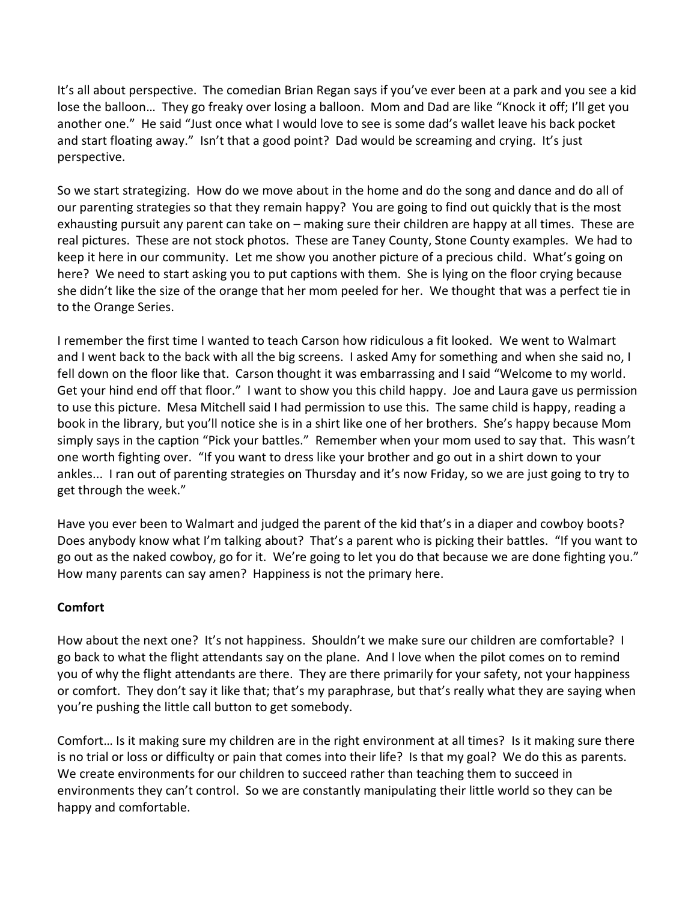It's all about perspective. The comedian Brian Regan says if you've ever been at a park and you see a kid lose the balloon… They go freaky over losing a balloon. Mom and Dad are like "Knock it off; I'll get you another one." He said "Just once what I would love to see is some dad's wallet leave his back pocket and start floating away." Isn't that a good point? Dad would be screaming and crying. It's just perspective.

So we start strategizing. How do we move about in the home and do the song and dance and do all of our parenting strategies so that they remain happy? You are going to find out quickly that is the most exhausting pursuit any parent can take on – making sure their children are happy at all times. These are real pictures. These are not stock photos. These are Taney County, Stone County examples. We had to keep it here in our community. Let me show you another picture of a precious child. What's going on here? We need to start asking you to put captions with them. She is lying on the floor crying because she didn't like the size of the orange that her mom peeled for her. We thought that was a perfect tie in to the Orange Series.

I remember the first time I wanted to teach Carson how ridiculous a fit looked. We went to Walmart and I went back to the back with all the big screens. I asked Amy for something and when she said no, I fell down on the floor like that. Carson thought it was embarrassing and I said "Welcome to my world. Get your hind end off that floor." I want to show you this child happy. Joe and Laura gave us permission to use this picture. Mesa Mitchell said I had permission to use this. The same child is happy, reading a book in the library, but you'll notice she is in a shirt like one of her brothers. She's happy because Mom simply says in the caption "Pick your battles." Remember when your mom used to say that. This wasn't one worth fighting over. "If you want to dress like your brother and go out in a shirt down to your ankles... I ran out of parenting strategies on Thursday and it's now Friday, so we are just going to try to get through the week."

Have you ever been to Walmart and judged the parent of the kid that's in a diaper and cowboy boots? Does anybody know what I'm talking about? That's a parent who is picking their battles. "If you want to go out as the naked cowboy, go for it. We're going to let you do that because we are done fighting you." How many parents can say amen? Happiness is not the primary here.

**Comfort**

How about the next one? It's not happiness. Shouldn't we make sure our children are comfortable? I go back to what the flight attendants say on the plane. And I love when the pilot comes on to remind you of why the flight attendants are there. They are there primarily for your safety, not your happiness or comfort. They don't say it like that; that's my paraphrase, but that's really what they are saying when you're pushing the little call button to get somebody.

Comfort… Is it making sure my children are in the right environment at all times? Is it making sure there is no trial or loss or difficulty or pain that comes into their life? Is that my goal? We do this as parents. We create environments for our children to succeed rather than teaching them to succeed in environments they can't control. So we are constantly manipulating their little world so they can be happy and comfortable.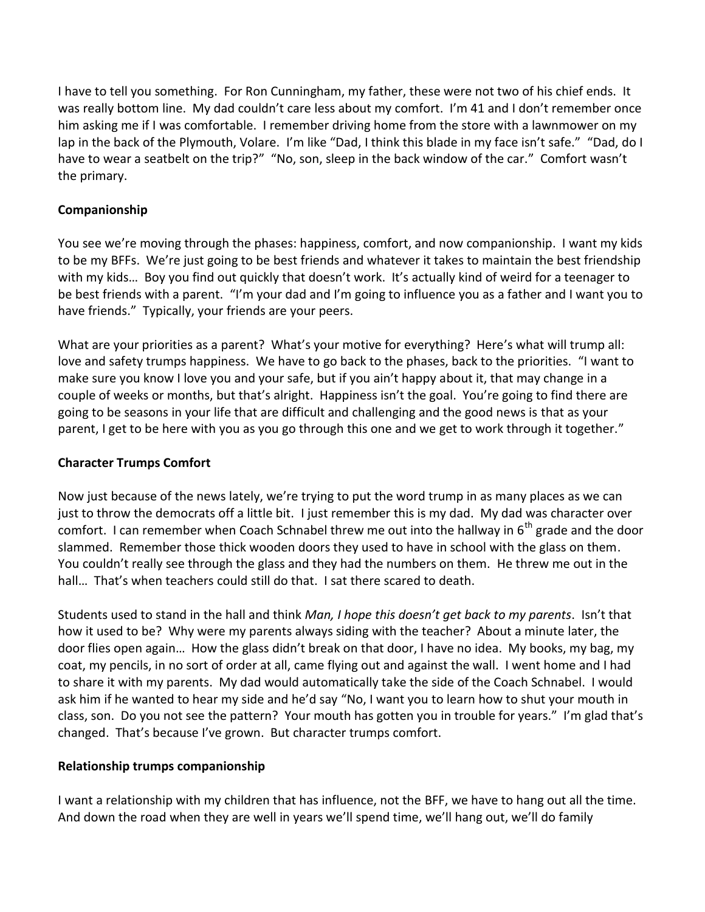I have to tell you something. For Ron Cunningham, my father, these were not two of his chief ends. It was really bottom line. My dad couldn't care less about my comfort. I'm 41 and I don't remember once him asking me if I was comfortable. I remember driving home from the store with a lawnmower on my lap in the back of the Plymouth, Volare. I'm like "Dad, I think this blade in my face isn't safe." "Dad, do I have to wear a seatbelt on the trip?" "No, son, sleep in the back window of the car." Comfort wasn't the primary.

**Companionship**

You see we're moving through the phases: happiness, comfort, and now companionship. I want my kids to be my BFFs. We're just going to be best friends and whatever it takes to maintain the best friendship with my kids… Boy you find out quickly that doesn't work. It's actually kind of weird for a teenager to be best friends with a parent. "I'm your dad and I'm going to influence you as a father and I want you to have friends." Typically, your friends are your peers.

What are your priorities as a parent? What's your motive for everything? Here's what will trump all: love and safety trumps happiness. We have to go back to the phases, back to the priorities. "I want to make sure you know I love you and your safe, but if you ain't happy about it, that may change in a couple of weeks or months, but that's alright. Happiness isn't the goal. You're going to find there are going to be seasons in your life that are difficult and challenging and the good news is that as your parent, I get to be here with you as you go through this one and we get to work through it together."

**Character Trumps Comfort**

Now just because of the news lately, we're trying to put the word trump in as many places as we can just to throw the democrats off a little bit. I just remember this is my dad. My dad was character over comfort. I can remember when Coach Schnabel threw me out into the hallway in 6th grade and the door slammed. Remember those thick wooden doors they used to have in school with the glass on them. You couldn't really see through the glass and they had the numbers on them. He threw me out in the hall… That's when teachers could still do that. I sat there scared to death.

Students used to stand in the hall and think *Man, I hope this doesn't get back to my parents*. Isn't that how it used to be? Why were my parents always siding with the teacher? About a minute later, the door flies open again… How the glass didn't break on that door, I have no idea. My books, my bag, my coat, my pencils, in no sort of order at all, came flying out and against the wall. I went home and I had to share it with my parents. My dad would automatically take the side of the Coach Schnabel. I would ask him if he wanted to hear my side and he'd say "No, I want you to learn how to shut your mouth in class, son. Do you not see the pattern? Your mouth has gotten you in trouble for years." I'm glad that's changed. That's because I've grown. But character trumps comfort.

**Relationship trumps companionship**

I want a relationship with my children that has influence, not the BFF, we have to hang out all the time. And down the road when they are well in years we'll spend time, we'll hang out, we'll do family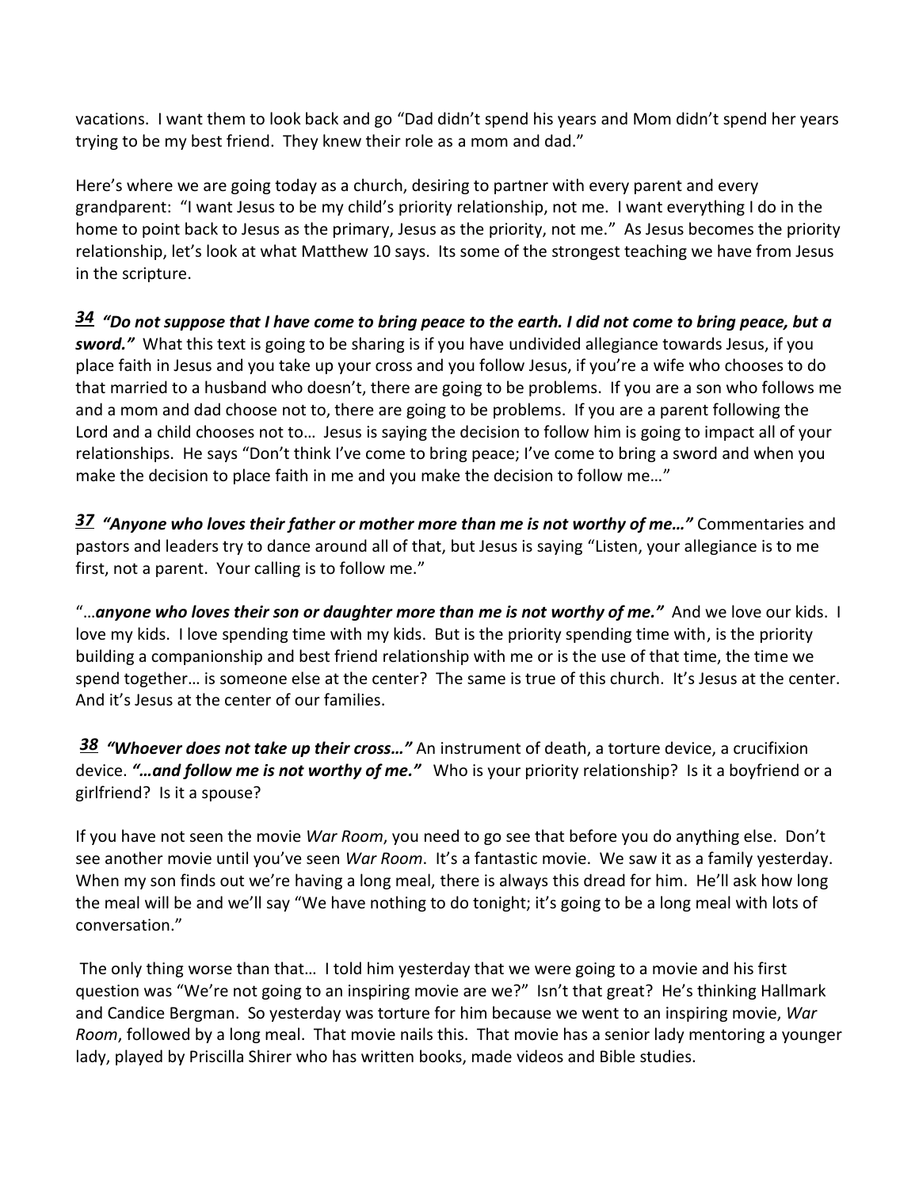vacations. I want them to look back and go "Dad didn't spend his years and Mom didn't spend her years trying to be my best friend. They knew their role as a mom and dad."

Here's where we are going today as a church, desiring to partner with every parent and every grandparent: "I want Jesus to be my child's priority relationship, not me. I want everything I do in the home to point back to Jesus as the primary, Jesus as the priority, not me." As Jesus becomes the priority relationship, let's look at what Matthew 10 says. Its some of the strongest teaching we have from Jesus in the scripture.

***<u>34</u>*** ***"Do not suppose that I have come to bring peace to the earth. I did not come to bring peace, but a sword."*** What this text is going to be sharing is if you have undivided allegiance towards Jesus, if you place faith in Jesus and you take up your cross and you follow Jesus, if you're a wife who chooses to do that married to a husband who doesn't, there are going to be problems. If you are a son who follows me and a mom and dad choose not to, there are going to be problems. If you are a parent following the Lord and a child chooses not to… Jesus is saying the decision to follow him is going to impact all of your relationships. He says "Don't think I've come to bring peace; I've come to bring a sword and when you make the decision to place faith in me and you make the decision to follow me…"

***<u>37</u>*** ***"Anyone who loves their father or mother more than me is not worthy of me…"*** Commentaries and pastors and leaders try to dance around all of that, but Jesus is saying "Listen, your allegiance is to me first, not a parent. Your calling is to follow me."

"…***anyone who loves their son or daughter more than me is not worthy of me."*** And we love our kids. I love my kids. I love spending time with my kids. But is the priority spending time with, is the priority building a companionship and best friend relationship with me or is the use of that time, the time we spend together… is someone else at the center? The same is true of this church. It's Jesus at the center. And it's Jesus at the center of our families.

***<u>38</u>*** ***"Whoever does not take up their cross…"*** An instrument of death, a torture device, a crucifixion device. ***"…and follow me is not worthy of me."*** Who is your priority relationship? Is it a boyfriend or a girlfriend? Is it a spouse?

If you have not seen the movie *War Room*, you need to go see that before you do anything else. Don't see another movie until you've seen *War Room*. It's a fantastic movie. We saw it as a family yesterday. When my son finds out we're having a long meal, there is always this dread for him. He'll ask how long the meal will be and we'll say "We have nothing to do tonight; it's going to be a long meal with lots of conversation."

The only thing worse than that… I told him yesterday that we were going to a movie and his first question was "We're not going to an inspiring movie are we?" Isn't that great? He's thinking Hallmark and Candice Bergman. So yesterday was torture for him because we went to an inspiring movie, *War Room*, followed by a long meal. That movie nails this. That movie has a senior lady mentoring a younger lady, played by Priscilla Shirer who has written books, made videos and Bible studies.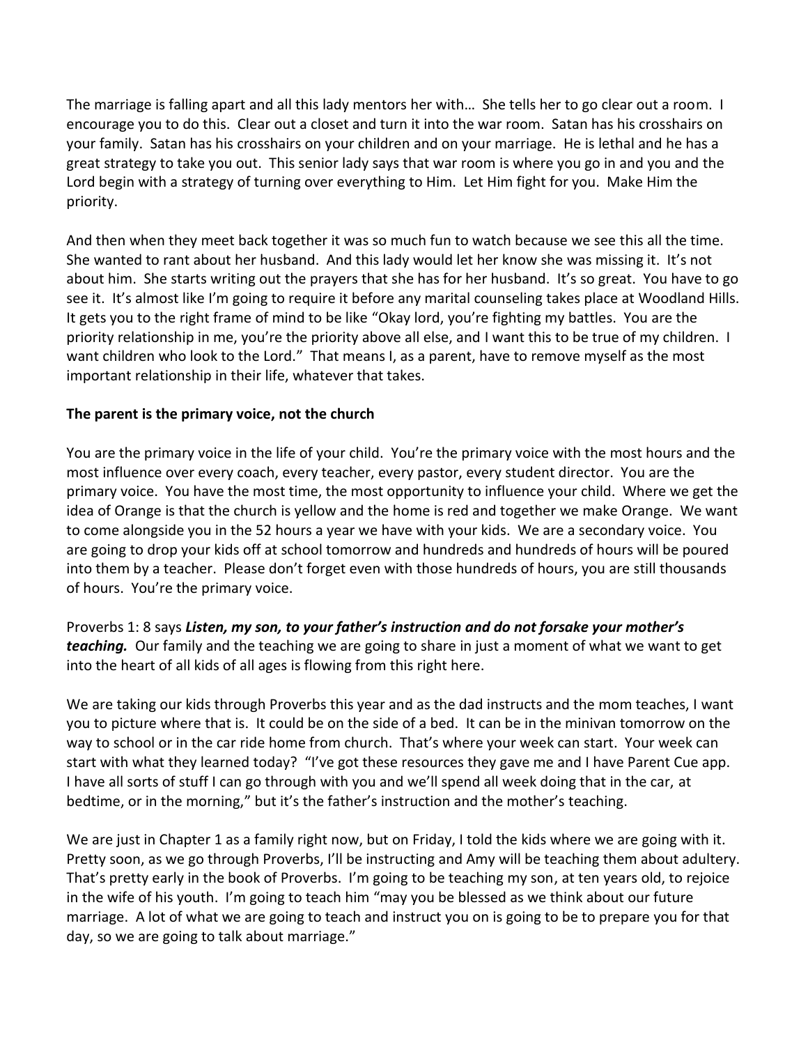The marriage is falling apart and all this lady mentors her with… She tells her to go clear out a room. I encourage you to do this. Clear out a closet and turn it into the war room. Satan has his crosshairs on your family. Satan has his crosshairs on your children and on your marriage. He is lethal and he has a great strategy to take you out. This senior lady says that war room is where you go in and you and the Lord begin with a strategy of turning over everything to Him. Let Him fight for you. Make Him the priority.

And then when they meet back together it was so much fun to watch because we see this all the time. She wanted to rant about her husband. And this lady would let her know she was missing it. It's not about him. She starts writing out the prayers that she has for her husband. It's so great. You have to go see it. It's almost like I'm going to require it before any marital counseling takes place at Woodland Hills. It gets you to the right frame of mind to be like "Okay lord, you're fighting my battles. You are the priority relationship in me, you're the priority above all else, and I want this to be true of my children. I want children who look to the Lord." That means I, as a parent, have to remove myself as the most important relationship in their life, whatever that takes.

**The parent is the primary voice, not the church**

You are the primary voice in the life of your child. You're the primary voice with the most hours and the most influence over every coach, every teacher, every pastor, every student director. You are the primary voice. You have the most time, the most opportunity to influence your child. Where we get the idea of Orange is that the church is yellow and the home is red and together we make Orange. We want to come alongside you in the 52 hours a year we have with your kids. We are a secondary voice. You are going to drop your kids off at school tomorrow and hundreds and hundreds of hours will be poured into them by a teacher. Please don't forget even with those hundreds of hours, you are still thousands of hours. You're the primary voice.

Proverbs 1: 8 says ***Listen, my son, to your father's instruction and do not forsake your mother's teaching.*** Our family and the teaching we are going to share in just a moment of what we want to get into the heart of all kids of all ages is flowing from this right here.

We are taking our kids through Proverbs this year and as the dad instructs and the mom teaches, I want you to picture where that is. It could be on the side of a bed. It can be in the minivan tomorrow on the way to school or in the car ride home from church. That's where your week can start. Your week can start with what they learned today? "I've got these resources they gave me and I have Parent Cue app. I have all sorts of stuff I can go through with you and we'll spend all week doing that in the car, at bedtime, or in the morning," but it's the father's instruction and the mother's teaching.

We are just in Chapter 1 as a family right now, but on Friday, I told the kids where we are going with it. Pretty soon, as we go through Proverbs, I'll be instructing and Amy will be teaching them about adultery. That's pretty early in the book of Proverbs. I'm going to be teaching my son, at ten years old, to rejoice in the wife of his youth. I'm going to teach him "may you be blessed as we think about our future marriage. A lot of what we are going to teach and instruct you on is going to be to prepare you for that day, so we are going to talk about marriage."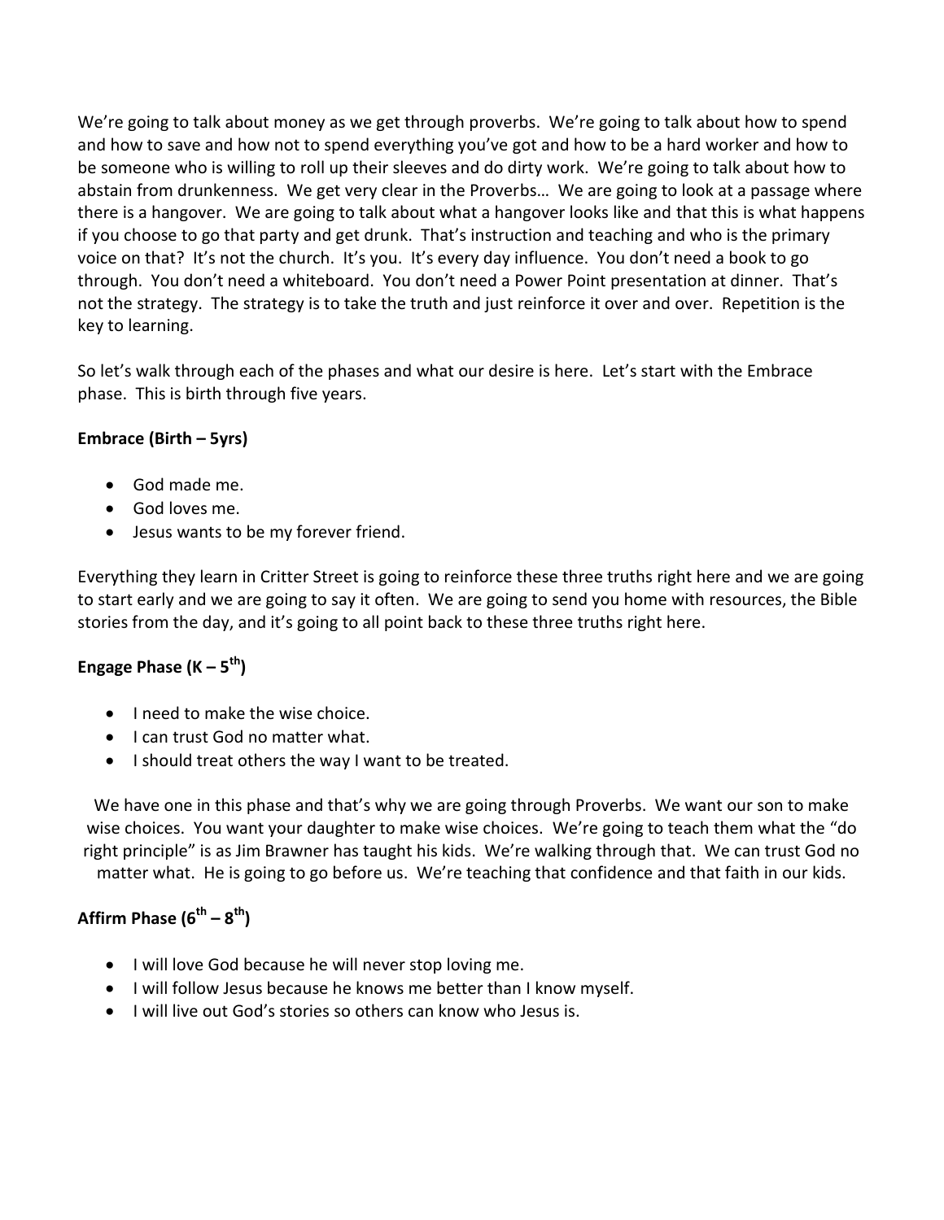We're going to talk about money as we get through proverbs. We're going to talk about how to spend and how to save and how not to spend everything you've got and how to be a hard worker and how to be someone who is willing to roll up their sleeves and do dirty work. We're going to talk about how to abstain from drunkenness. We get very clear in the Proverbs… We are going to look at a passage where there is a hangover. We are going to talk about what a hangover looks like and that this is what happens if you choose to go that party and get drunk. That's instruction and teaching and who is the primary voice on that? It's not the church. It's you. It's every day influence. You don't need a book to go through. You don't need a whiteboard. You don't need a Power Point presentation at dinner. That's not the strategy. The strategy is to take the truth and just reinforce it over and over. Repetition is the key to learning.

So let's walk through each of the phases and what our desire is here. Let's start with the Embrace phase. This is birth through five years.

**Embrace (Birth – 5yrs)**

- God made me.
- God loves me.
- Jesus wants to be my forever friend.

Everything they learn in Critter Street is going to reinforce these three truths right here and we are going to start early and we are going to say it often. We are going to send you home with resources, the Bible stories from the day, and it's going to all point back to these three truths right here.

**Engage Phase (K – 5th)**

- I need to make the wise choice.
- I can trust God no matter what.
- I should treat others the way I want to be treated.

We have one in this phase and that's why we are going through Proverbs. We want our son to make wise choices. You want your daughter to make wise choices. We're going to teach them what the "do right principle" is as Jim Brawner has taught his kids. We're walking through that. We can trust God no matter what. He is going to go before us. We're teaching that confidence and that faith in our kids.

**Affirm Phase (6th – 8th)**

- I will love God because he will never stop loving me.
- I will follow Jesus because he knows me better than I know myself.
- I will live out God's stories so others can know who Jesus is.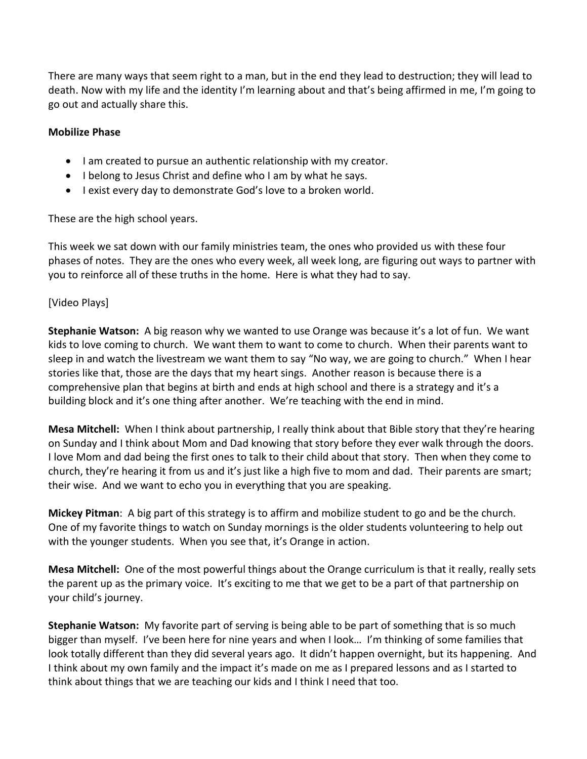There are many ways that seem right to a man, but in the end they lead to destruction; they will lead to death. Now with my life and the identity I'm learning about and that's being affirmed in me, I'm going to go out and actually share this.

**Mobilize Phase**

- I am created to pursue an authentic relationship with my creator.
- I belong to Jesus Christ and define who I am by what he says.
- I exist every day to demonstrate God's love to a broken world.

These are the high school years.

This week we sat down with our family ministries team, the ones who provided us with these four phases of notes. They are the ones who every week, all week long, are figuring out ways to partner with you to reinforce all of these truths in the home. Here is what they had to say.

[Video Plays]

**Stephanie Watson:** A big reason why we wanted to use Orange was because it's a lot of fun. We want kids to love coming to church. We want them to want to come to church. When their parents want to sleep in and watch the livestream we want them to say "No way, we are going to church." When I hear stories like that, those are the days that my heart sings. Another reason is because there is a comprehensive plan that begins at birth and ends at high school and there is a strategy and it's a building block and it's one thing after another. We're teaching with the end in mind.

**Mesa Mitchell:** When I think about partnership, I really think about that Bible story that they're hearing on Sunday and I think about Mom and Dad knowing that story before they ever walk through the doors. I love Mom and dad being the first ones to talk to their child about that story. Then when they come to church, they're hearing it from us and it's just like a high five to mom and dad. Their parents are smart; their wise. And we want to echo you in everything that you are speaking.

**Mickey Pitman**: A big part of this strategy is to affirm and mobilize student to go and be the church. One of my favorite things to watch on Sunday mornings is the older students volunteering to help out with the younger students. When you see that, it's Orange in action.

**Mesa Mitchell:** One of the most powerful things about the Orange curriculum is that it really, really sets the parent up as the primary voice. It's exciting to me that we get to be a part of that partnership on your child's journey.

**Stephanie Watson:** My favorite part of serving is being able to be part of something that is so much bigger than myself. I've been here for nine years and when I look… I'm thinking of some families that look totally different than they did several years ago. It didn't happen overnight, but its happening. And I think about my own family and the impact it's made on me as I prepared lessons and as I started to think about things that we are teaching our kids and I think I need that too.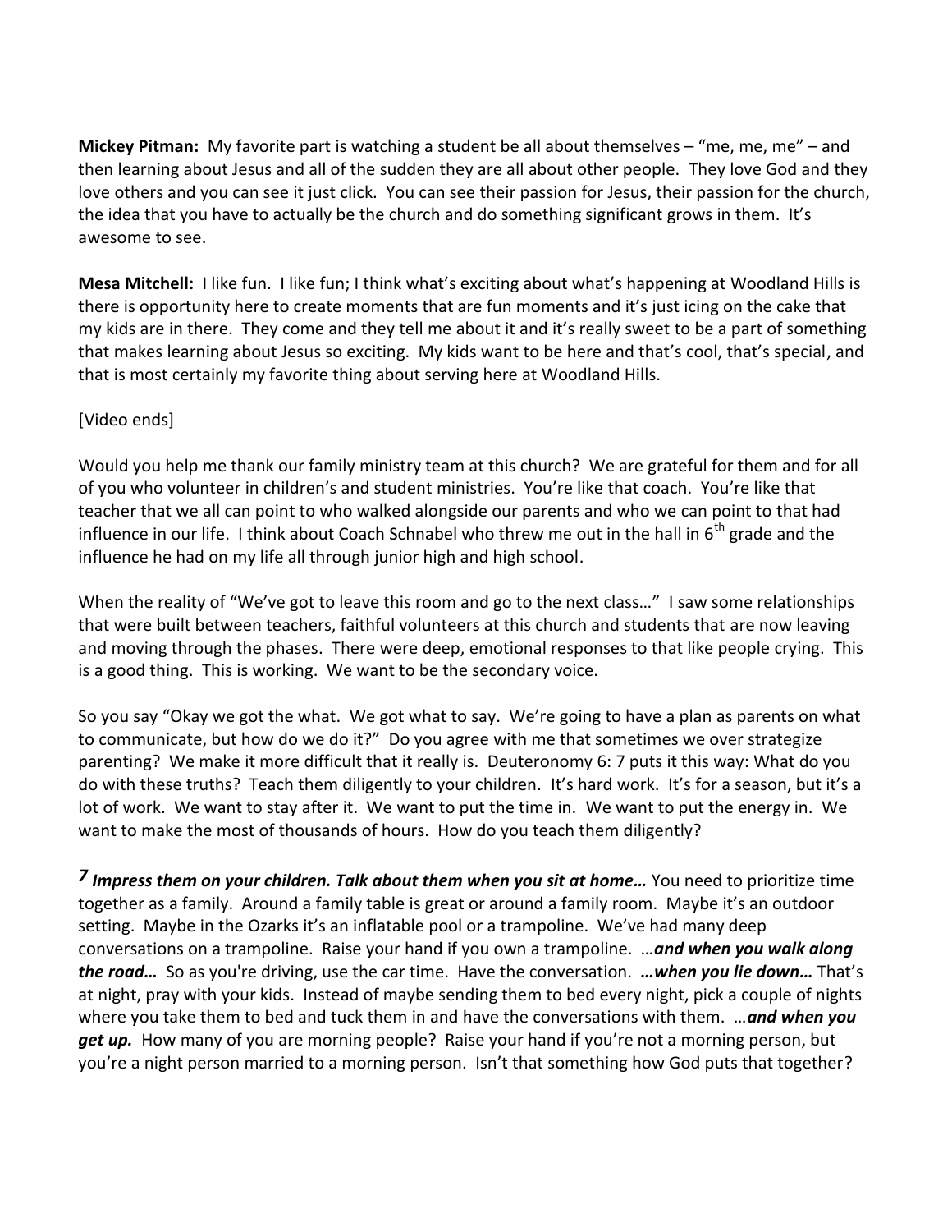**Mickey Pitman:** My favorite part is watching a student be all about themselves – "me, me, me" – and then learning about Jesus and all of the sudden they are all about other people. They love God and they love others and you can see it just click. You can see their passion for Jesus, their passion for the church, the idea that you have to actually be the church and do something significant grows in them. It's awesome to see.

**Mesa Mitchell:** I like fun. I like fun; I think what's exciting about what's happening at Woodland Hills is there is opportunity here to create moments that are fun moments and it's just icing on the cake that my kids are in there. They come and they tell me about it and it's really sweet to be a part of something that makes learning about Jesus so exciting. My kids want to be here and that's cool, that's special, and that is most certainly my favorite thing about serving here at Woodland Hills.

[Video ends]

Would you help me thank our family ministry team at this church? We are grateful for them and for all of you who volunteer in children's and student ministries. You're like that coach. You're like that teacher that we all can point to who walked alongside our parents and who we can point to that had influence in our life. I think about Coach Schnabel who threw me out in the hall in 6th grade and the influence he had on my life all through junior high and high school.

When the reality of "We've got to leave this room and go to the next class…" I saw some relationships that were built between teachers, faithful volunteers at this church and students that are now leaving and moving through the phases. There were deep, emotional responses to that like people crying. This is a good thing. This is working. We want to be the secondary voice.

So you say "Okay we got the what. We got what to say. We're going to have a plan as parents on what to communicate, but how do we do it?" Do you agree with me that sometimes we over strategize parenting? We make it more difficult that it really is. Deuteronomy 6: 7 puts it this way: What do you do with these truths? Teach them diligently to your children. It's hard work. It's for a season, but it's a lot of work. We want to stay after it. We want to put the time in. We want to put the energy in. We want to make the most of thousands of hours. How do you teach them diligently?

***7 Impress them on your children. Talk about them when you sit at home…*** You need to prioritize time together as a family. Around a family table is great or around a family room. Maybe it's an outdoor setting. Maybe in the Ozarks it's an inflatable pool or a trampoline. We've had many deep conversations on a trampoline. Raise your hand if you own a trampoline. …***and when you walk along the road…*** So as you're driving, use the car time. Have the conversation. ***…when you lie down…*** That's at night, pray with your kids. Instead of maybe sending them to bed every night, pick a couple of nights where you take them to bed and tuck them in and have the conversations with them. …***and when you get up.*** How many of you are morning people? Raise your hand if you're not a morning person, but you're a night person married to a morning person. Isn't that something how God puts that together?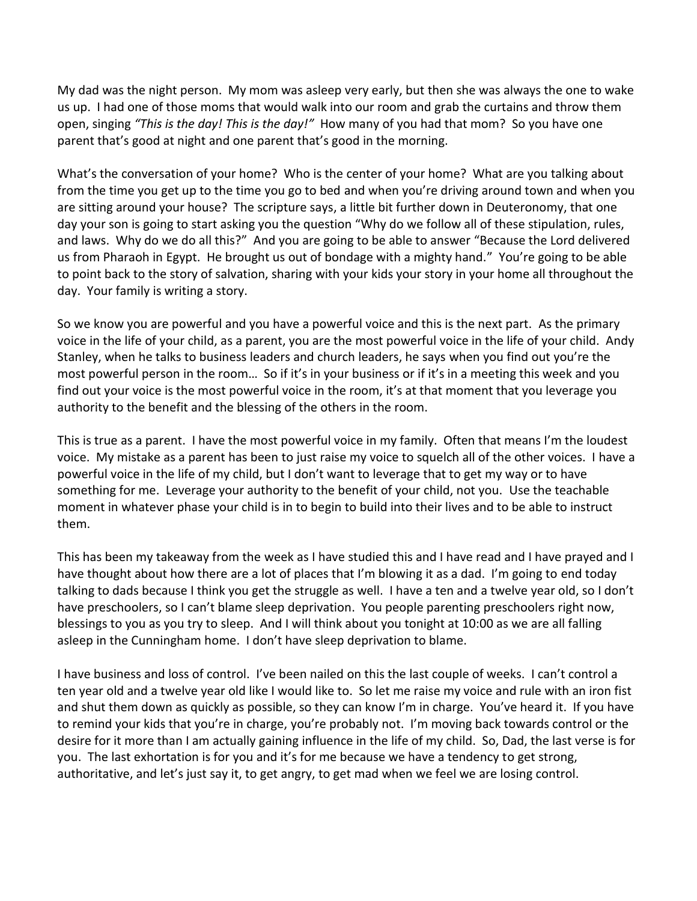My dad was the night person. My mom was asleep very early, but then she was always the one to wake us up. I had one of those moms that would walk into our room and grab the curtains and throw them open, singing *"This is the day! This is the day!"* How many of you had that mom? So you have one parent that's good at night and one parent that's good in the morning.

What's the conversation of your home? Who is the center of your home? What are you talking about from the time you get up to the time you go to bed and when you're driving around town and when you are sitting around your house? The scripture says, a little bit further down in Deuteronomy, that one day your son is going to start asking you the question "Why do we follow all of these stipulation, rules, and laws. Why do we do all this?" And you are going to be able to answer "Because the Lord delivered us from Pharaoh in Egypt. He brought us out of bondage with a mighty hand." You're going to be able to point back to the story of salvation, sharing with your kids your story in your home all throughout the day. Your family is writing a story.

So we know you are powerful and you have a powerful voice and this is the next part. As the primary voice in the life of your child, as a parent, you are the most powerful voice in the life of your child. Andy Stanley, when he talks to business leaders and church leaders, he says when you find out you're the most powerful person in the room… So if it's in your business or if it's in a meeting this week and you find out your voice is the most powerful voice in the room, it's at that moment that you leverage you authority to the benefit and the blessing of the others in the room.

This is true as a parent. I have the most powerful voice in my family. Often that means I'm the loudest voice. My mistake as a parent has been to just raise my voice to squelch all of the other voices. I have a powerful voice in the life of my child, but I don't want to leverage that to get my way or to have something for me. Leverage your authority to the benefit of your child, not you. Use the teachable moment in whatever phase your child is in to begin to build into their lives and to be able to instruct them.

This has been my takeaway from the week as I have studied this and I have read and I have prayed and I have thought about how there are a lot of places that I'm blowing it as a dad. I'm going to end today talking to dads because I think you get the struggle as well. I have a ten and a twelve year old, so I don't have preschoolers, so I can't blame sleep deprivation. You people parenting preschoolers right now, blessings to you as you try to sleep. And I will think about you tonight at 10:00 as we are all falling asleep in the Cunningham home. I don't have sleep deprivation to blame.

I have business and loss of control. I've been nailed on this the last couple of weeks. I can't control a ten year old and a twelve year old like I would like to. So let me raise my voice and rule with an iron fist and shut them down as quickly as possible, so they can know I'm in charge. You've heard it. If you have to remind your kids that you're in charge, you're probably not. I'm moving back towards control or the desire for it more than I am actually gaining influence in the life of my child. So, Dad, the last verse is for you. The last exhortation is for you and it's for me because we have a tendency to get strong, authoritative, and let's just say it, to get angry, to get mad when we feel we are losing control.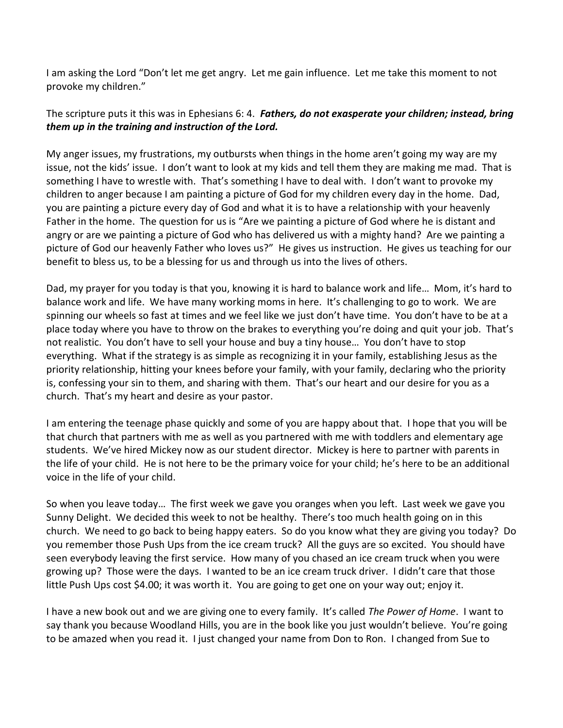I am asking the Lord "Don't let me get angry. Let me gain influence. Let me take this moment to not provoke my children."

The scripture puts it this was in Ephesians 6: 4. ***Fathers, do not exasperate your children; instead, bring them up in the training and instruction of the Lord.***

My anger issues, my frustrations, my outbursts when things in the home aren't going my way are my issue, not the kids' issue. I don't want to look at my kids and tell them they are making me mad. That is something I have to wrestle with. That's something I have to deal with. I don't want to provoke my children to anger because I am painting a picture of God for my children every day in the home. Dad, you are painting a picture every day of God and what it is to have a relationship with your heavenly Father in the home. The question for us is "Are we painting a picture of God where he is distant and angry or are we painting a picture of God who has delivered us with a mighty hand? Are we painting a picture of God our heavenly Father who loves us?" He gives us instruction. He gives us teaching for our benefit to bless us, to be a blessing for us and through us into the lives of others.

Dad, my prayer for you today is that you, knowing it is hard to balance work and life… Mom, it's hard to balance work and life. We have many working moms in here. It's challenging to go to work. We are spinning our wheels so fast at times and we feel like we just don't have time. You don't have to be at a place today where you have to throw on the brakes to everything you're doing and quit your job. That's not realistic. You don't have to sell your house and buy a tiny house… You don't have to stop everything. What if the strategy is as simple as recognizing it in your family, establishing Jesus as the priority relationship, hitting your knees before your family, with your family, declaring who the priority is, confessing your sin to them, and sharing with them. That's our heart and our desire for you as a church. That's my heart and desire as your pastor.

I am entering the teenage phase quickly and some of you are happy about that. I hope that you will be that church that partners with me as well as you partnered with me with toddlers and elementary age students. We've hired Mickey now as our student director. Mickey is here to partner with parents in the life of your child. He is not here to be the primary voice for your child; he's here to be an additional voice in the life of your child.

So when you leave today… The first week we gave you oranges when you left. Last week we gave you Sunny Delight. We decided this week to not be healthy. There's too much health going on in this church. We need to go back to being happy eaters. So do you know what they are giving you today? Do you remember those Push Ups from the ice cream truck? All the guys are so excited. You should have seen everybody leaving the first service. How many of you chased an ice cream truck when you were growing up? Those were the days. I wanted to be an ice cream truck driver. I didn't care that those little Push Ups cost $4.00; it was worth it. You are going to get one on your way out; enjoy it.

I have a new book out and we are giving one to every family. It's called *The Power of Home*. I want to say thank you because Woodland Hills, you are in the book like you just wouldn't believe. You're going to be amazed when you read it. I just changed your name from Don to Ron. I changed from Sue to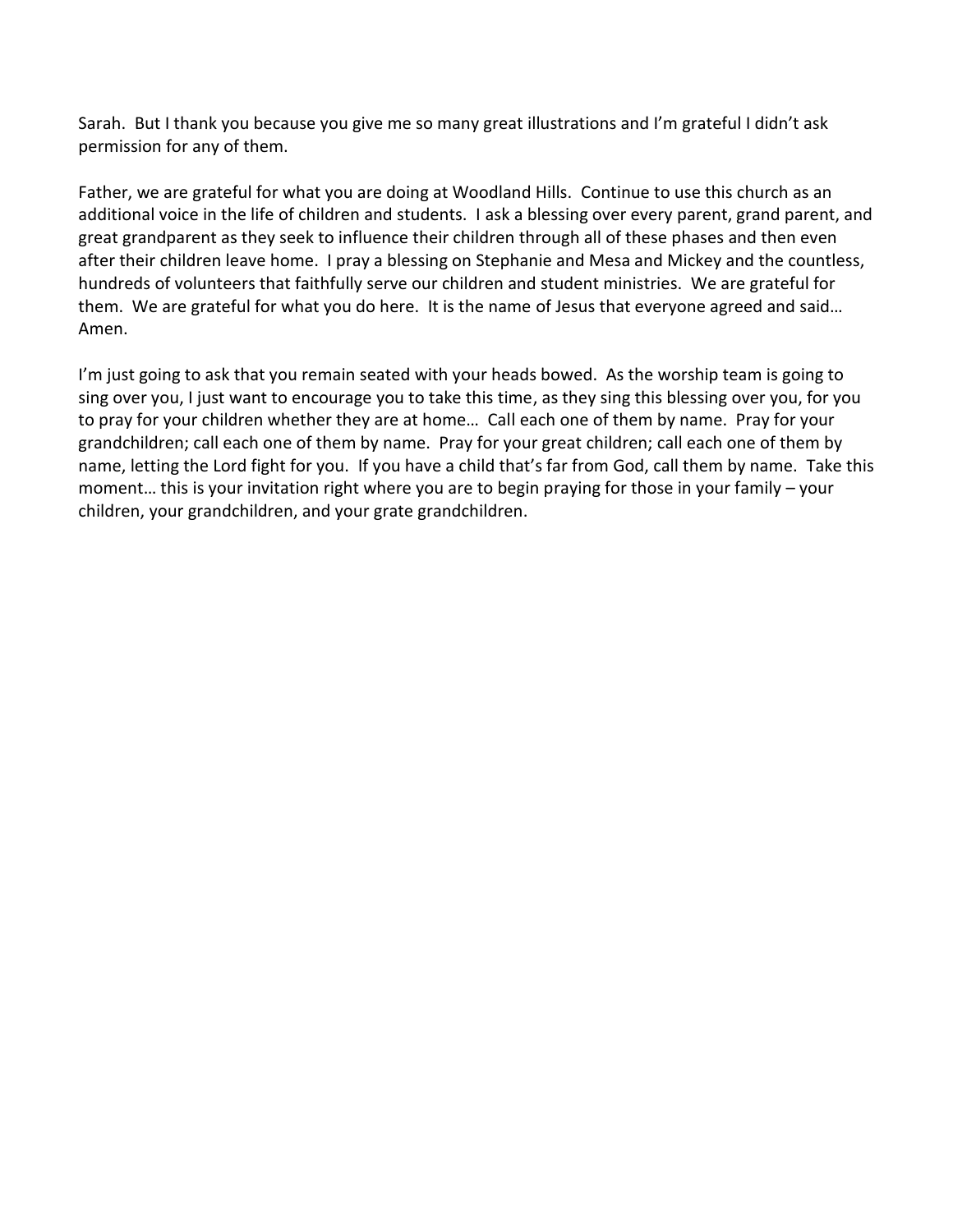Sarah. But I thank you because you give me so many great illustrations and I'm grateful I didn't ask permission for any of them.

Father, we are grateful for what you are doing at Woodland Hills. Continue to use this church as an additional voice in the life of children and students. I ask a blessing over every parent, grand parent, and great grandparent as they seek to influence their children through all of these phases and then even after their children leave home. I pray a blessing on Stephanie and Mesa and Mickey and the countless, hundreds of volunteers that faithfully serve our children and student ministries. We are grateful for them. We are grateful for what you do here. It is the name of Jesus that everyone agreed and said… Amen.

I'm just going to ask that you remain seated with your heads bowed. As the worship team is going to sing over you, I just want to encourage you to take this time, as they sing this blessing over you, for you to pray for your children whether they are at home… Call each one of them by name. Pray for your grandchildren; call each one of them by name. Pray for your great children; call each one of them by name, letting the Lord fight for you. If you have a child that's far from God, call them by name. Take this moment… this is your invitation right where you are to begin praying for those in your family – your children, your grandchildren, and your grate grandchildren.